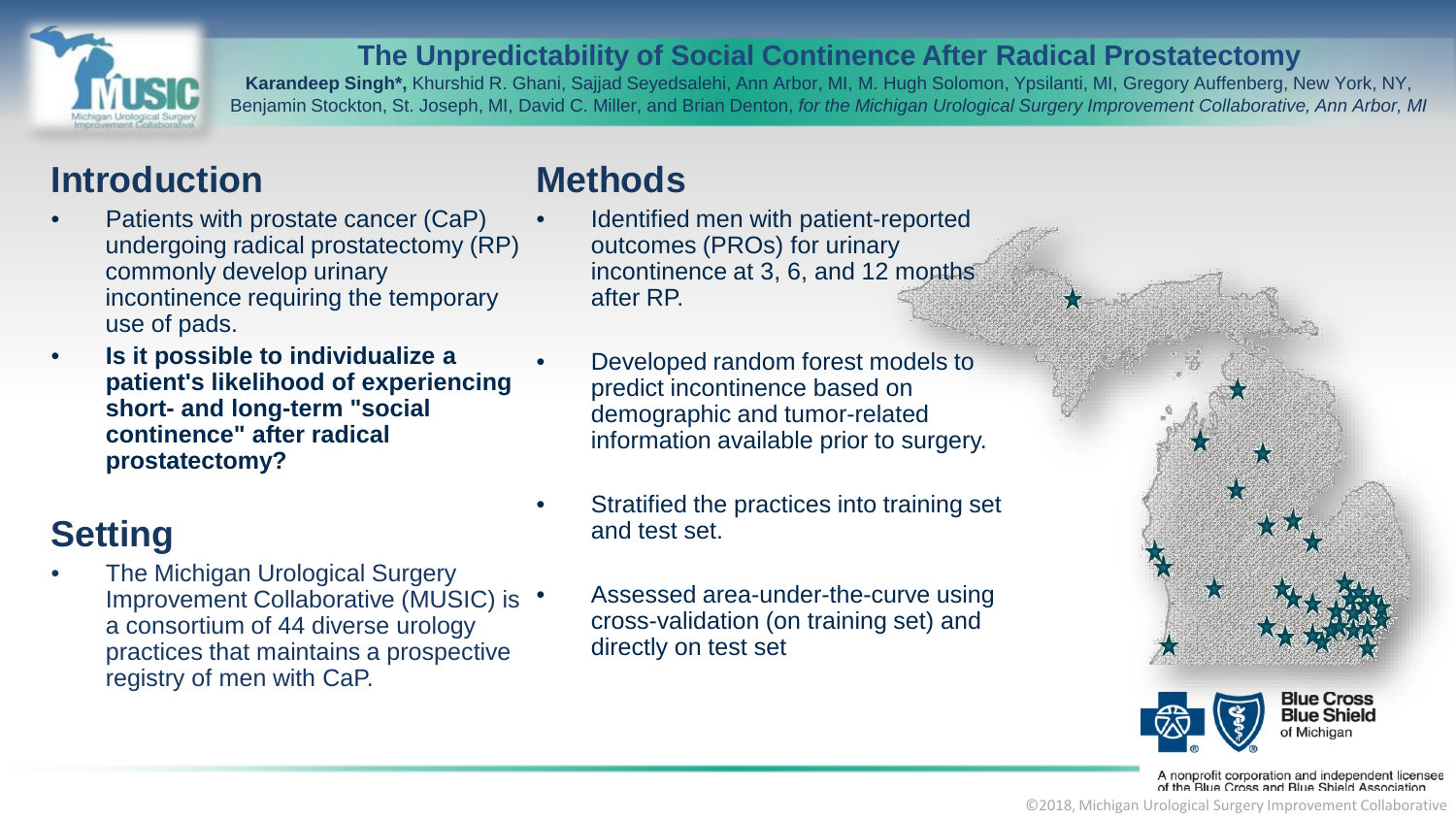# The Unpredictability of Social Continence After Radical Prostatectomy

**Karandeep Singh\*,** Khurshid R. Ghani, Sajjad Seyedsalehi, Ann Arbor, MI, M. Hugh Solomon, Ypsilanti, MI, Gregory Auffenberg, New York, NY, Benjamin Stockton, St. Joseph, MI, David C. Miller, and Brian Denton, *for the Michigan Urological Surgery Improvement Collaborative, Ann Arbor, MI*

## Introduction

- Patients with prostate cancer (CaP) undergoing radical prostatectomy (RP) commonly develop urinary incontinence requiring the temporary use of pads.
- **Is it possible to individualize a patient's likelihood of experiencing short- and long-term "social continence" after radical prostatectomy?**

## Setting

- The Michigan Urological Surgery Improvement Collaborative (MUSIC) is a consortium of 44 diverse urology practices that maintains a prospective registry of men with CaP.

## Methods

- Identified men with patient-reported outcomes (PROs) for urinary incontinence at 3, 6, and 12 months after RP.
- Developed random forest models to predict incontinence based on demographic and tumor-related information available prior to surgery.
- Stratified the practices into training set and test set.
- Assessed area-under-the-curve using cross-validation (on training set) and directly on test set

Blue Cross Blue Shield of Michigan

A nonprofit corporation and independent licensee of the Blue Cross and Blue Shield Association

©2018, Michigan Urological Surgery Improvement Collaborative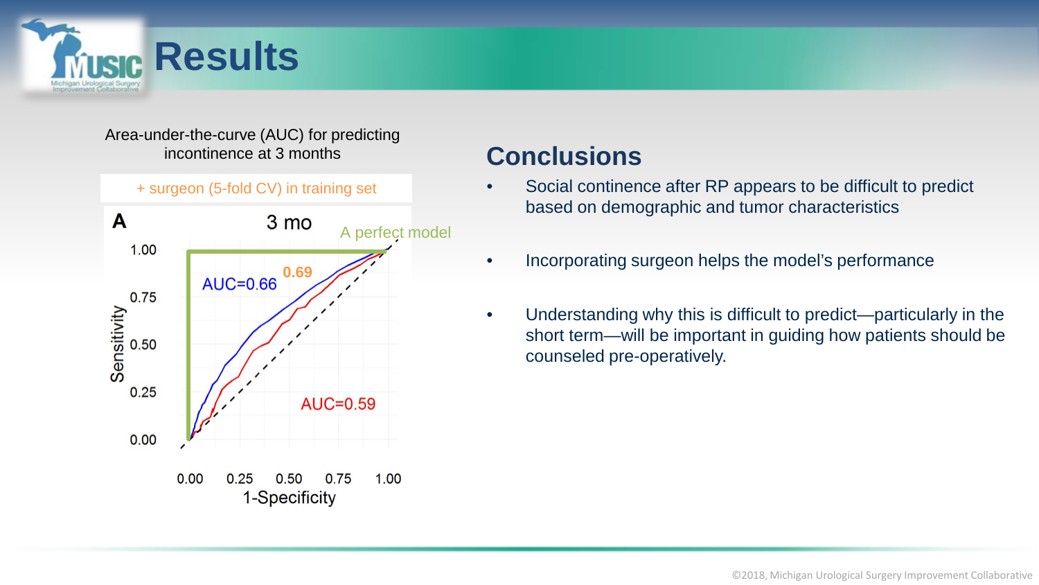# Results

Area-under-the-curve (AUC) for predicting incontinence at 3 months

+ surgeon (5-fold CV) in training set

A

3 mo

A perfect model

AUC=0.66

0.69

AUC=0.59

Sensitivity

1.00
0.75
0.50
0.25
0.00

0.00 0.25 0.50 0.75 1.00

1-Specificity

## Conclusions

- Social continence after RP appears to be difficult to predict based on demographic and tumor characteristics
- Incorporating surgeon helps the model's performance
- Understanding why this is difficult to predict—particularly in the short term—will be important in guiding how patients should be counseled pre-operatively.